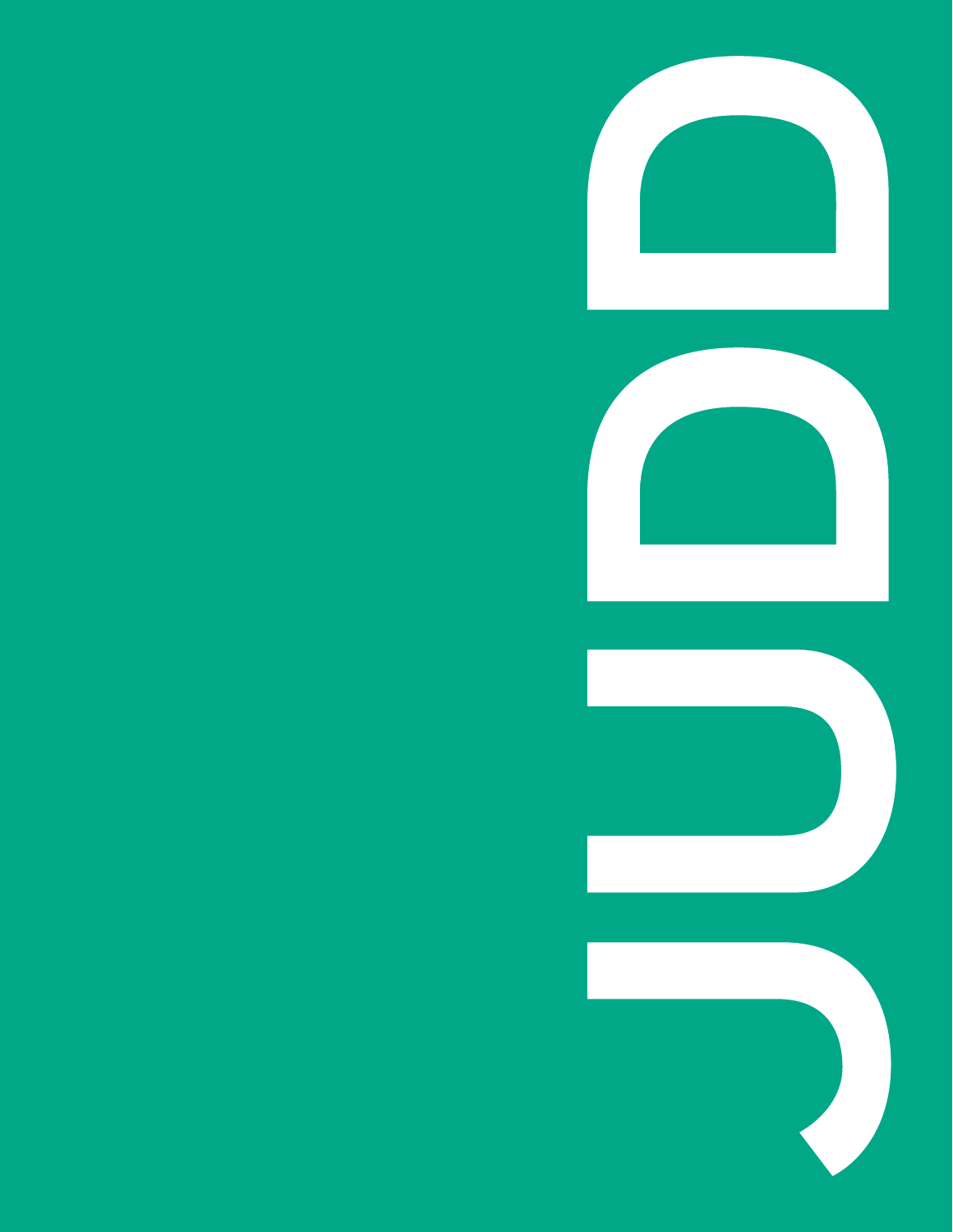# JUDD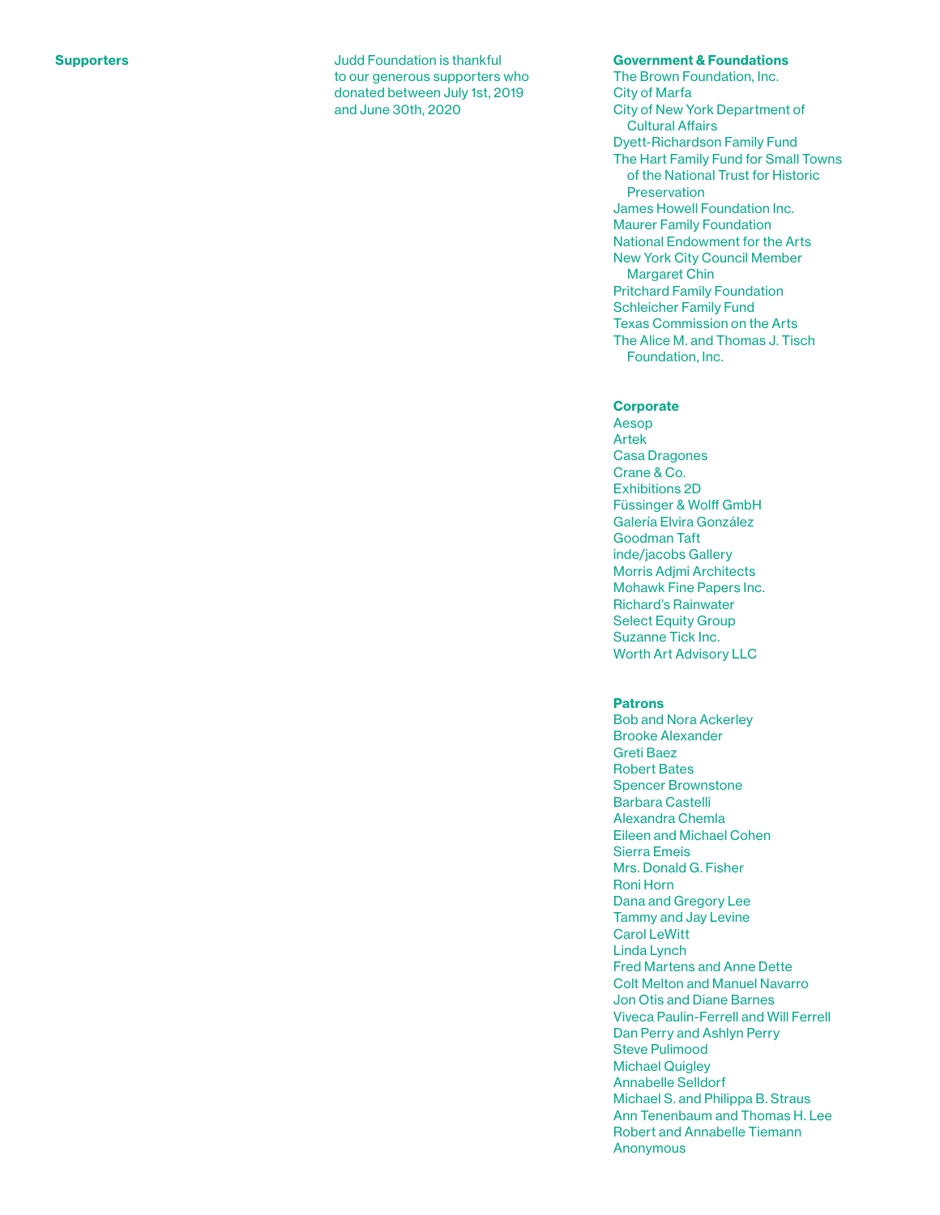## Supporters

Judd Foundation is thankful to our generous supporters who donated between July 1st, 2019 and June 30th, 2020

### Government & Foundations

The Brown Foundation, Inc.
City of Marfa
City of New York Department of Cultural Affairs
Dyett-Richardson Family Fund
The Hart Family Fund for Small Towns of the National Trust for Historic Preservation
James Howell Foundation Inc.
Maurer Family Foundation
National Endowment for the Arts
New York City Council Member Margaret Chin
Pritchard Family Foundation
Schleicher Family Fund
Texas Commission on the Arts
The Alice M. and Thomas J. Tisch Foundation, Inc.

### Corporate

Aesop
Artek
Casa Dragones
Crane & Co.
Exhibitions 2D
Füssinger & Wolff GmbH
Galería Elvira González
Goodman Taft
inde/jacobs Gallery
Morris Adjmi Architects
Mohawk Fine Papers Inc.
Richard's Rainwater
Select Equity Group
Suzanne Tick Inc.
Worth Art Advisory LLC

### Patrons

Bob and Nora Ackerley
Brooke Alexander
Greti Baez
Robert Bates
Spencer Brownstone
Barbara Castelli
Alexandra Chemla
Eileen and Michael Cohen
Sierra Emeis
Mrs. Donald G. Fisher
Roni Horn
Dana and Gregory Lee
Tammy and Jay Levine
Carol LeWitt
Linda Lynch
Fred Martens and Anne Dette
Colt Melton and Manuel Navarro
Jon Otis and Diane Barnes
Viveca Paulin-Ferrell and Will Ferrell
Dan Perry and Ashlyn Perry
Steve Pulimood
Michael Quigley
Annabelle Selldorf
Michael S. and Philippa B. Straus
Ann Tenenbaum and Thomas H. Lee
Robert and Annabelle Tiemann
Anonymous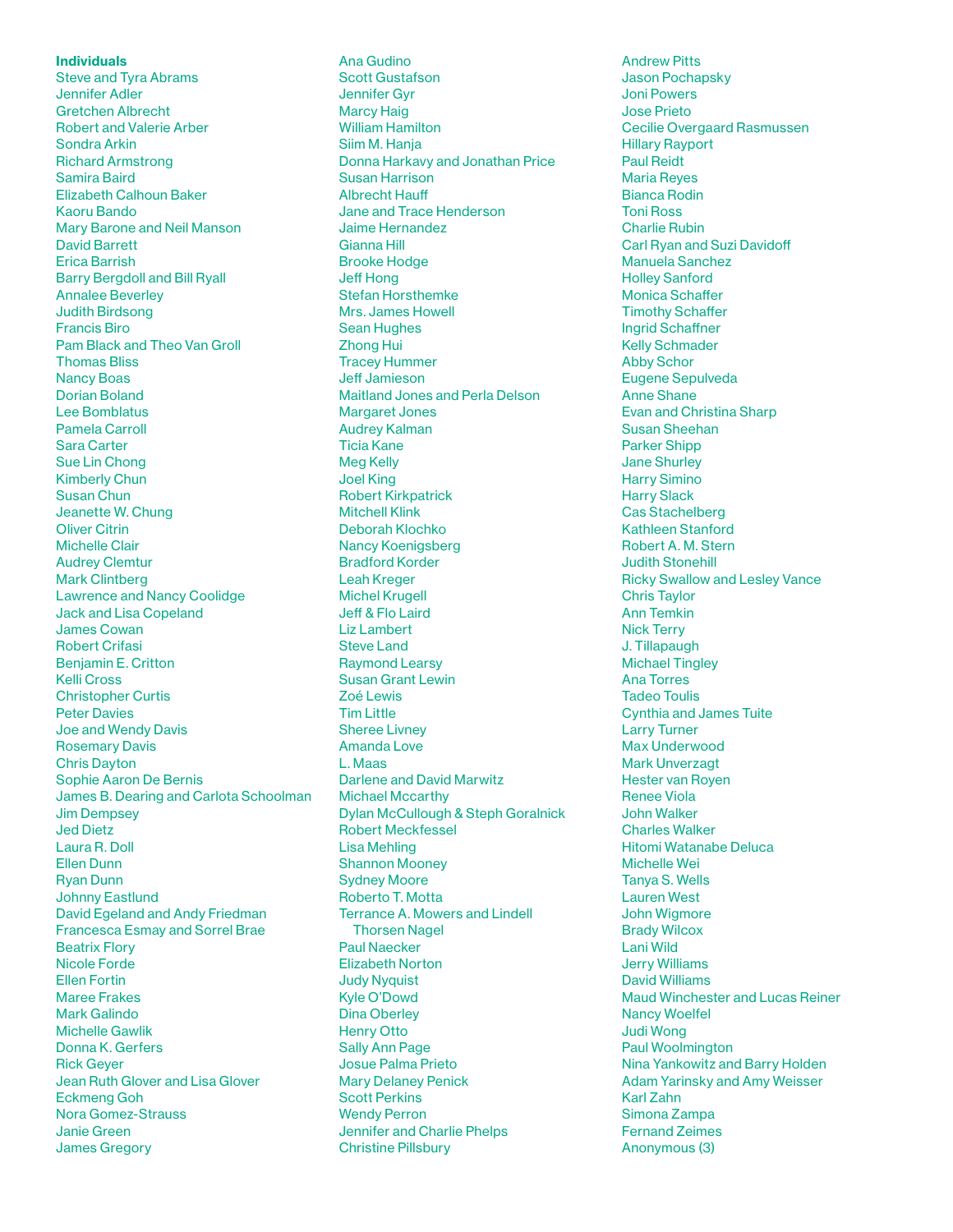**Individuals**

Steve and Tyra Abrams
Jennifer Adler
Gretchen Albrecht
Robert and Valerie Arber
Sondra Arkin
Richard Armstrong
Samira Baird
Elizabeth Calhoun Baker
Kaoru Bando
Mary Barone and Neil Manson
David Barrett
Erica Barrish
Barry Bergdoll and Bill Ryall
Annalee Beverley
Judith Birdsong
Francis Biro
Pam Black and Theo Van Groll
Thomas Bliss
Nancy Boas
Dorian Boland
Lee Bomblatus
Pamela Carroll
Sara Carter
Sue Lin Chong
Kimberly Chun
Susan Chun
Jeanette W. Chung
Oliver Citrin
Michelle Clair
Audrey Clemtur
Mark Clintberg
Lawrence and Nancy Coolidge
Jack and Lisa Copeland
James Cowan
Robert Crifasi
Benjamin E. Critton
Kelli Cross
Christopher Curtis
Peter Davies
Joe and Wendy Davis
Rosemary Davis
Chris Dayton
Sophie Aaron De Bernis
James B. Dearing and Carlota Schoolman
Jim Dempsey
Jed Dietz
Laura R. Doll
Ellen Dunn
Ryan Dunn
Johnny Eastlund
David Egeland and Andy Friedman
Francesca Esmay and Sorrel Brae
Beatrix Flory
Nicole Forde
Ellen Fortin
Maree Frakes
Mark Galindo
Michelle Gawlik
Donna K. Gerfers
Rick Geyer
Jean Ruth Glover and Lisa Glover
Eckmeng Goh
Nora Gomez-Strauss
Janie Green
James Gregory
Ana Gudino
Scott Gustafson
Jennifer Gyr
Marcy Haig
William Hamilton
Siim M. Hanja
Donna Harkavy and Jonathan Price
Susan Harrison
Albrecht Hauff
Jane and Trace Henderson
Jaime Hernandez
Gianna Hill
Brooke Hodge
Jeff Hong
Stefan Horsthemke
Mrs. James Howell
Sean Hughes
Zhong Hui
Tracey Hummer
Jeff Jamieson
Maitland Jones and Perla Delson
Margaret Jones
Audrey Kalman
Ticia Kane
Meg Kelly
Joel King
Robert Kirkpatrick
Mitchell Klink
Deborah Klochko
Nancy Koenigsberg
Bradford Korder
Leah Kreger
Michel Krugell
Jeff & Flo Laird
Liz Lambert
Steve Land
Raymond Learsy
Susan Grant Lewin
Zoé Lewis
Tim Little
Sheree Livney
Amanda Love
L. Maas
Darlene and David Marwitz
Michael Mccarthy
Dylan McCullough & Steph Goralnick
Robert Meckfessel
Lisa Mehling
Shannon Mooney
Sydney Moore
Roberto T. Motta
Terrance A. Mowers and Lindell Thorsen Nagel
Paul Naecker
Elizabeth Norton
Judy Nyquist
Kyle O'Dowd
Dina Oberley
Henry Otto
Sally Ann Page
Josue Palma Prieto
Mary Delaney Penick
Scott Perkins
Wendy Perron
Jennifer and Charlie Phelps
Christine Pillsbury
Andrew Pitts
Jason Pochapsky
Joni Powers
Jose Prieto
Cecilie Overgaard Rasmussen
Hillary Rayport
Paul Reidt
Maria Reyes
Bianca Rodin
Toni Ross
Charlie Rubin
Carl Ryan and Suzi Davidoff
Manuela Sanchez
Holley Sanford
Monica Schaffer
Timothy Schaffer
Ingrid Schaffner
Kelly Schmader
Abby Schor
Eugene Sepulveda
Anne Shane
Evan and Christina Sharp
Susan Sheehan
Parker Shipp
Jane Shurley
Harry Simino
Harry Slack
Cas Stachelberg
Kathleen Stanford
Robert A. M. Stern
Judith Stonehill
Ricky Swallow and Lesley Vance
Chris Taylor
Ann Temkin
Nick Terry
J. Tillapaugh
Michael Tingley
Ana Torres
Tadeo Toulis
Cynthia and James Tuite
Larry Turner
Max Underwood
Mark Unverzagt
Hester van Royen
Renee Viola
John Walker
Charles Walker
Hitomi Watanabe Deluca
Michelle Wei
Tanya S. Wells
Lauren West
John Wigmore
Brady Wilcox
Lani Wild
Jerry Williams
David Williams
Maud Winchester and Lucas Reiner
Nancy Woelfel
Judi Wong
Paul Woolmington
Nina Yankowitz and Barry Holden
Adam Yarinsky and Amy Weisser
Karl Zahn
Simona Zampa
Fernand Zeimes
Anonymous (3)